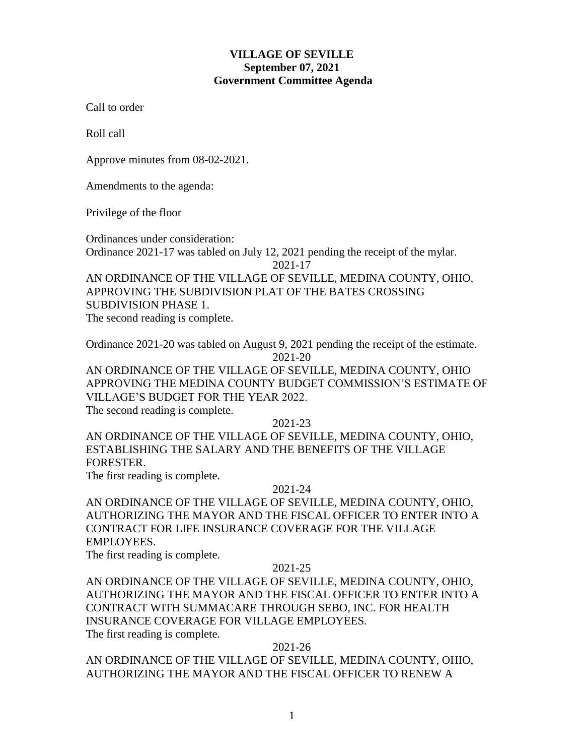# VILLAGE OF SEVILLE
## September 07, 2021
## Government Committee Agenda

Call to order

Roll call

Approve minutes from 08-02-2021.

Amendments to the agenda:

Privilege of the floor

Ordinances under consideration:

Ordinance 2021-17 was tabled on July 12, 2021 pending the receipt of the mylar.

2021-17

AN ORDINANCE OF THE VILLAGE OF SEVILLE, MEDINA COUNTY, OHIO, APPROVING THE SUBDIVISION PLAT OF THE BATES CROSSING SUBDIVISION PHASE 1.

The second reading is complete.

Ordinance 2021-20 was tabled on August 9, 2021 pending the receipt of the estimate.

2021-20

AN ORDINANCE OF THE VILLAGE OF SEVILLE, MEDINA COUNTY, OHIO APPROVING THE MEDINA COUNTY BUDGET COMMISSION'S ESTIMATE OF VILLAGE'S BUDGET FOR THE YEAR 2022.

The second reading is complete.

2021-23

AN ORDINANCE OF THE VILLAGE OF SEVILLE, MEDINA COUNTY, OHIO, ESTABLISHING THE SALARY AND THE BENEFITS OF THE VILLAGE FORESTER.

The first reading is complete.

2021-24

AN ORDINANCE OF THE VILLAGE OF SEVILLE, MEDINA COUNTY, OHIO, AUTHORIZING THE MAYOR AND THE FISCAL OFFICER TO ENTER INTO A CONTRACT FOR LIFE INSURANCE COVERAGE FOR THE VILLAGE EMPLOYEES.

The first reading is complete.

2021-25

AN ORDINANCE OF THE VILLAGE OF SEVILLE, MEDINA COUNTY, OHIO, AUTHORIZING THE MAYOR AND THE FISCAL OFFICER TO ENTER INTO A CONTRACT WITH SUMMACARE THROUGH SEBO, INC. FOR HEALTH INSURANCE COVERAGE FOR VILLAGE EMPLOYEES.

The first reading is complete.

2021-26

AN ORDINANCE OF THE VILLAGE OF SEVILLE, MEDINA COUNTY, OHIO, AUTHORIZING THE MAYOR AND THE FISCAL OFFICER TO RENEW A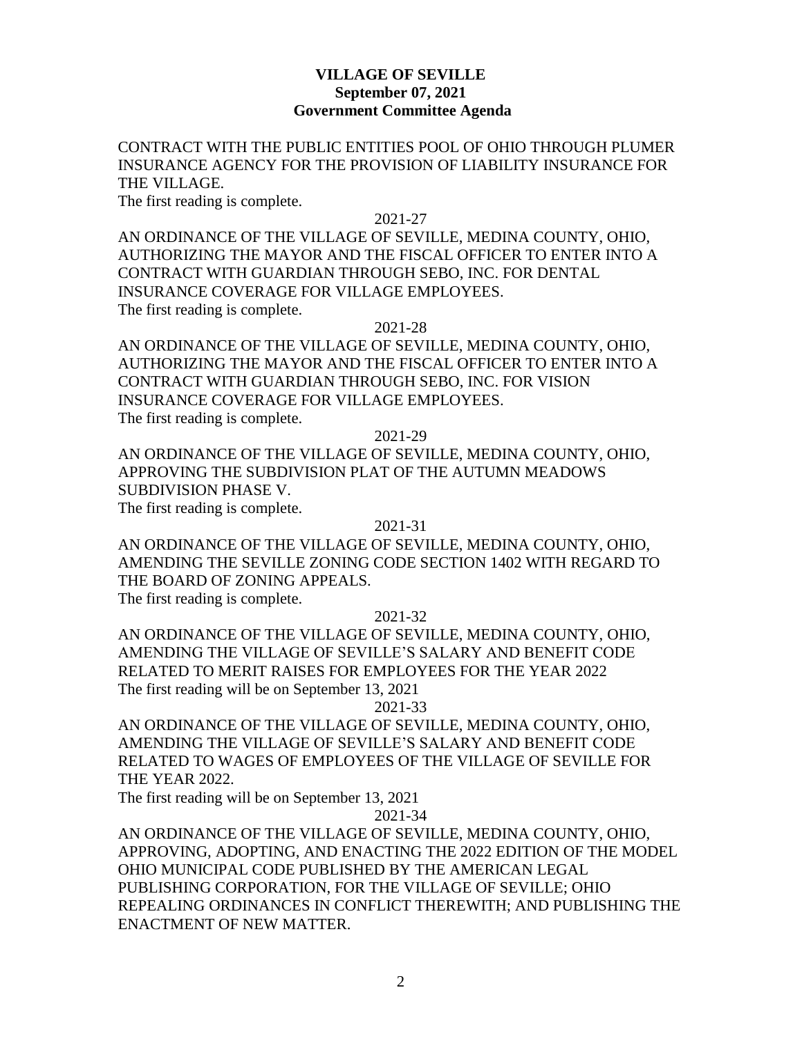**VILLAGE OF SEVILLE**
**September 07, 2021**
**Government Committee Agenda**

CONTRACT WITH THE PUBLIC ENTITIES POOL OF OHIO THROUGH PLUMER INSURANCE AGENCY FOR THE PROVISION OF LIABILITY INSURANCE FOR THE VILLAGE.
The first reading is complete.

2021-27

AN ORDINANCE OF THE VILLAGE OF SEVILLE, MEDINA COUNTY, OHIO, AUTHORIZING THE MAYOR AND THE FISCAL OFFICER TO ENTER INTO A CONTRACT WITH GUARDIAN THROUGH SEBO, INC. FOR DENTAL INSURANCE COVERAGE FOR VILLAGE EMPLOYEES.
The first reading is complete.

2021-28

AN ORDINANCE OF THE VILLAGE OF SEVILLE, MEDINA COUNTY, OHIO, AUTHORIZING THE MAYOR AND THE FISCAL OFFICER TO ENTER INTO A CONTRACT WITH GUARDIAN THROUGH SEBO, INC. FOR VISION INSURANCE COVERAGE FOR VILLAGE EMPLOYEES.
The first reading is complete.

2021-29

AN ORDINANCE OF THE VILLAGE OF SEVILLE, MEDINA COUNTY, OHIO, APPROVING THE SUBDIVISION PLAT OF THE AUTUMN MEADOWS SUBDIVISION PHASE V.
The first reading is complete.

2021-31

AN ORDINANCE OF THE VILLAGE OF SEVILLE, MEDINA COUNTY, OHIO, AMENDING THE SEVILLE ZONING CODE SECTION 1402 WITH REGARD TO THE BOARD OF ZONING APPEALS.
The first reading is complete.

2021-32

AN ORDINANCE OF THE VILLAGE OF SEVILLE, MEDINA COUNTY, OHIO, AMENDING THE VILLAGE OF SEVILLE'S SALARY AND BENEFIT CODE RELATED TO MERIT RAISES FOR EMPLOYEES FOR THE YEAR 2022
The first reading will be on September 13, 2021

2021-33

AN ORDINANCE OF THE VILLAGE OF SEVILLE, MEDINA COUNTY, OHIO, AMENDING THE VILLAGE OF SEVILLE'S SALARY AND BENEFIT CODE RELATED TO WAGES OF EMPLOYEES OF THE VILLAGE OF SEVILLE FOR THE YEAR 2022.
The first reading will be on September 13, 2021

2021-34

AN ORDINANCE OF THE VILLAGE OF SEVILLE, MEDINA COUNTY, OHIO, APPROVING, ADOPTING, AND ENACTING THE 2022 EDITION OF THE MODEL OHIO MUNICIPAL CODE PUBLISHED BY THE AMERICAN LEGAL PUBLISHING CORPORATION, FOR THE VILLAGE OF SEVILLE; OHIO REPEALING ORDINANCES IN CONFLICT THEREWITH; AND PUBLISHING THE ENACTMENT OF NEW MATTER.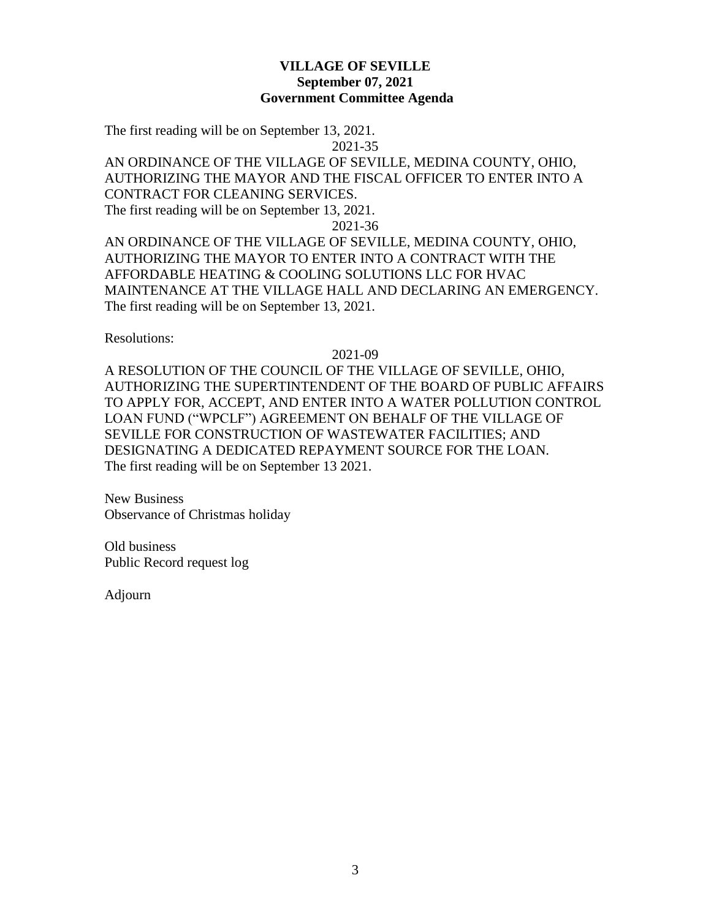**VILLAGE OF SEVILLE**
**September 07, 2021**
**Government Committee Agenda**

The first reading will be on September 13, 2021.

2021-35

AN ORDINANCE OF THE VILLAGE OF SEVILLE, MEDINA COUNTY, OHIO, AUTHORIZING THE MAYOR AND THE FISCAL OFFICER TO ENTER INTO A CONTRACT FOR CLEANING SERVICES.
The first reading will be on September 13, 2021.

2021-36

AN ORDINANCE OF THE VILLAGE OF SEVILLE, MEDINA COUNTY, OHIO, AUTHORIZING THE MAYOR TO ENTER INTO A CONTRACT WITH THE AFFORDABLE HEATING & COOLING SOLUTIONS LLC FOR HVAC MAINTENANCE AT THE VILLAGE HALL AND DECLARING AN EMERGENCY.
The first reading will be on September 13, 2021.

Resolutions:

2021-09

A RESOLUTION OF THE COUNCIL OF THE VILLAGE OF SEVILLE, OHIO, AUTHORIZING THE SUPERTINTENDENT OF THE BOARD OF PUBLIC AFFAIRS TO APPLY FOR, ACCEPT, AND ENTER INTO A WATER POLLUTION CONTROL LOAN FUND ("WPCLF") AGREEMENT ON BEHALF OF THE VILLAGE OF SEVILLE FOR CONSTRUCTION OF WASTEWATER FACILITIES; AND DESIGNATING A DEDICATED REPAYMENT SOURCE FOR THE LOAN.
The first reading will be on September 13 2021.

New Business
Observance of Christmas holiday

Old business
Public Record request log

Adjourn